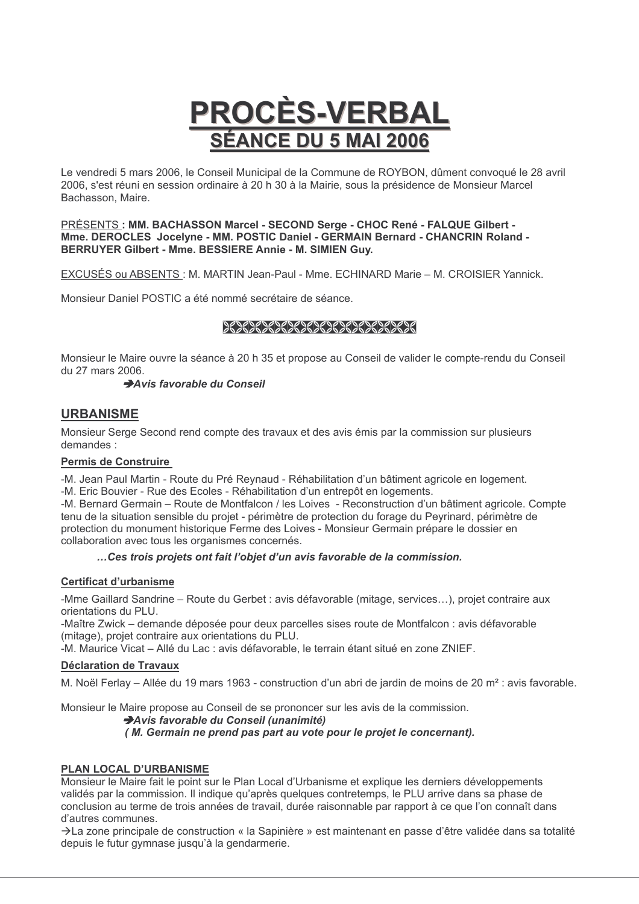# PROCÈS-VERBAL
## SÉANCE DU 5 MAI 2006

Le vendredi 5 mars 2006, le Conseil Municipal de la Commune de ROYBON, dûment convoqué le 28 avril 2006, s'est réuni en session ordinaire à 20 h 30 à la Mairie, sous la présidence de Monsieur Marcel Bachasson, Maire.

PRÉSENTS **: MM. BACHASSON Marcel - SECOND Serge - CHOC René - FALQUE Gilbert - Mme. DEROCLES Jocelyne - MM. POSTIC Daniel - GERMAIN Bernard - CHANCRIN Roland - BERRUYER Gilbert - Mme. BESSIERE Annie - M. SIMIEN Guy.**

EXCUSÉS ou ABSENTS : M. MARTIN Jean-Paul - Mme. ECHINARD Marie – M. CROISIER Yannick.

Monsieur Daniel POSTIC a été nommé secrétaire de séance.

Monsieur le Maire ouvre la séance à 20 h 35 et propose au Conseil de valider le compte-rendu du Conseil du 27 mars 2006.

***➔Avis favorable du Conseil***

## URBANISME

Monsieur Serge Second rend compte des travaux et des avis émis par la commission sur plusieurs demandes :

**Permis de Construire**

-M. Jean Paul Martin - Route du Pré Reynaud - Réhabilitation d'un bâtiment agricole en logement.
-M. Eric Bouvier - Rue des Ecoles - Réhabilitation d'un entrepôt en logements.
-M. Bernard Germain – Route de Montfalcon / les Loives - Reconstruction d'un bâtiment agricole. Compte tenu de la situation sensible du projet - périmètre de protection du forage du Peyrinard, périmètre de protection du monument historique Ferme des Loives - Monsieur Germain prépare le dossier en collaboration avec tous les organismes concernés.

***…Ces trois projets ont fait l'objet d'un avis favorable de la commission.***

**Certificat d'urbanisme**

-Mme Gaillard Sandrine – Route du Gerbet : avis défavorable (mitage, services…), projet contraire aux orientations du PLU.
-Maître Zwick – demande déposée pour deux parcelles sises route de Montfalcon : avis défavorable (mitage), projet contraire aux orientations du PLU.
-M. Maurice Vicat – Allé du Lac : avis défavorable, le terrain étant situé en zone ZNIEF.

**Déclaration de Travaux**

M. Noël Ferlay – Allée du 19 mars 1963 - construction d'un abri de jardin de moins de 20 m² : avis favorable.

Monsieur le Maire propose au Conseil de se prononcer sur les avis de la commission.

***➔Avis favorable du Conseil (unanimité)***
***( M. Germain ne prend pas part au vote pour le projet le concernant).***

**PLAN LOCAL D'URBANISME**

Monsieur le Maire fait le point sur le Plan Local d'Urbanisme et explique les derniers développements validés par la commission. Il indique qu'après quelques contretemps, le PLU arrive dans sa phase de conclusion au terme de trois années de travail, durée raisonnable par rapport à ce que l'on connaît dans d'autres communes.

→La zone principale de construction « la Sapinière » est maintenant en passe d'être validée dans sa totalité depuis le futur gymnase jusqu'à la gendarmerie.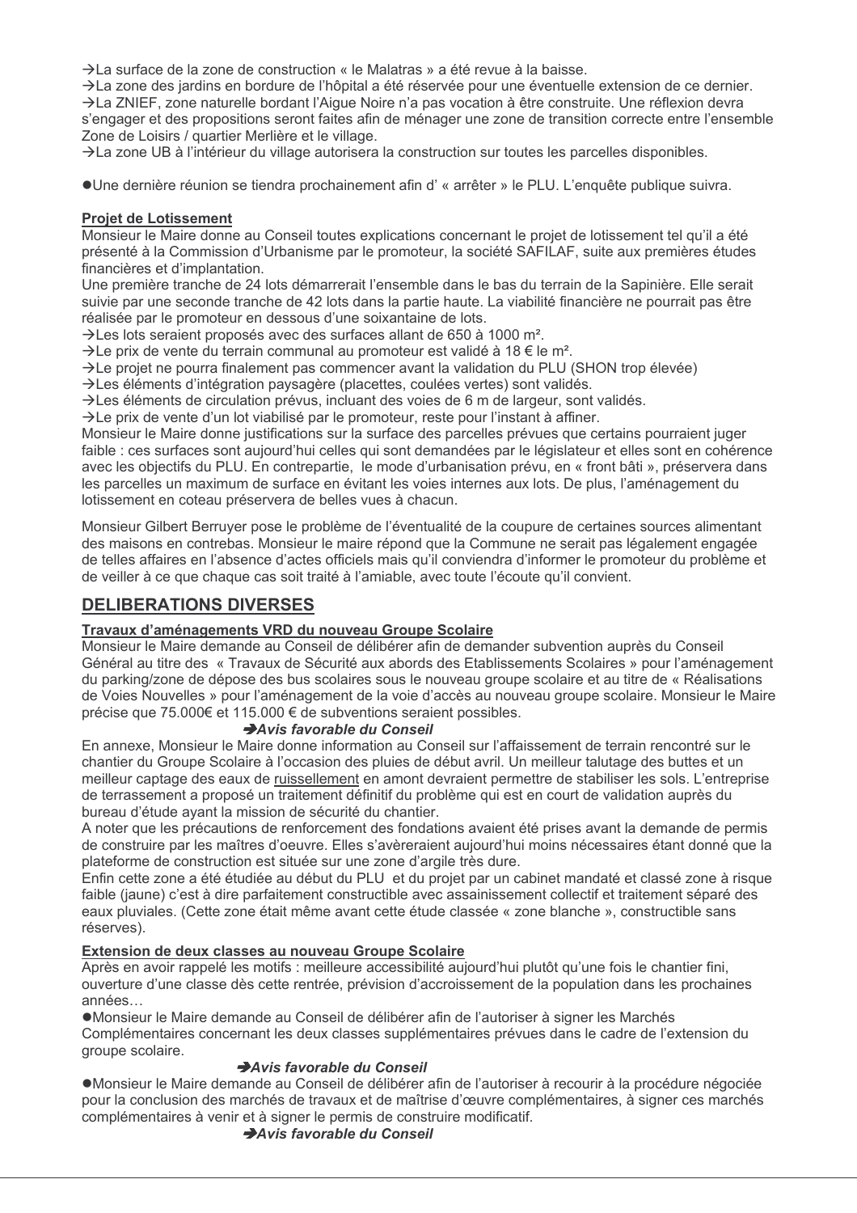→La surface de la zone de construction « le Malatras » a été revue à la baisse.
→La zone des jardins en bordure de l'hôpital a été réservée pour une éventuelle extension de ce dernier.
→La ZNIEF, zone naturelle bordant l'Aigue Noire n'a pas vocation à être construite. Une réflexion devra s'engager et des propositions seront faites afin de ménager une zone de transition correcte entre l'ensemble Zone de Loisirs / quartier Merlière et le village.
→La zone UB à l'intérieur du village autorisera la construction sur toutes les parcelles disponibles.

●Une dernière réunion se tiendra prochainement afin d' « arrêter » le PLU. L'enquête publique suivra.

**Projet de Lotissement**

Monsieur le Maire donne au Conseil toutes explications concernant le projet de lotissement tel qu'il a été présenté à la Commission d'Urbanisme par le promoteur, la société SAFILAF, suite aux premières études financières et d'implantation.
Une première tranche de 24 lots démarrerait l'ensemble dans le bas du terrain de la Sapinière. Elle serait suivie par une seconde tranche de 42 lots dans la partie haute. La viabilité financière ne pourrait pas être réalisée par le promoteur en dessous d'une soixantaine de lots.
→Les lots seraient proposés avec des surfaces allant de 650 à 1000 m².
→Le prix de vente du terrain communal au promoteur est validé à 18 € le m².
→Le projet ne pourra finalement pas commencer avant la validation du PLU (SHON trop élevée)
→Les éléments d'intégration paysagère (placettes, coulées vertes) sont validés.
→Les éléments de circulation prévus, incluant des voies de 6 m de largeur, sont validés.
→Le prix de vente d'un lot viabilisé par le promoteur, reste pour l'instant à affiner.
Monsieur le Maire donne justifications sur la surface des parcelles prévues que certains pourraient juger faible : ces surfaces sont aujourd'hui celles qui sont demandées par le législateur et elles sont en cohérence avec les objectifs du PLU. En contrepartie, le mode d'urbanisation prévu, en « front bâti », préservera dans les parcelles un maximum de surface en évitant les voies internes aux lots. De plus, l'aménagement du lotissement en coteau préservera de belles vues à chacun.

Monsieur Gilbert Berruyer pose le problème de l'éventualité de la coupure de certaines sources alimentant des maisons en contrebas. Monsieur le maire répond que la Commune ne serait pas légalement engagée de telles affaires en l'absence d'actes officiels mais qu'il conviendra d'informer le promoteur du problème et de veiller à ce que chaque cas soit traité à l'amiable, avec toute l'écoute qu'il convient.

## DELIBERATIONS DIVERSES

**Travaux d'aménagements VRD du nouveau Groupe Scolaire**

Monsieur le Maire demande au Conseil de délibérer afin de demander subvention auprès du Conseil Général au titre des « Travaux de Sécurité aux abords des Etablissements Scolaires » pour l'aménagement du parking/zone de dépose des bus scolaires sous le nouveau groupe scolaire et au titre de « Réalisations de Voies Nouvelles » pour l'aménagement de la voie d'accès au nouveau groupe scolaire. Monsieur le Maire précise que 75.000€ et 115.000 € de subventions seraient possibles.

➔***Avis favorable du Conseil***

En annexe, Monsieur le Maire donne information au Conseil sur l'affaissement de terrain rencontré sur le chantier du Groupe Scolaire à l'occasion des pluies de début avril. Un meilleur talutage des buttes et un meilleur captage des eaux de ruissellement en amont devraient permettre de stabiliser les sols. L'entreprise de terrassement a proposé un traitement définitif du problème qui est en court de validation auprès du bureau d'étude ayant la mission de sécurité du chantier.
A noter que les précautions de renforcement des fondations avaient été prises avant la demande de permis de construire par les maîtres d'oeuvre. Elles s'avèreraient aujourd'hui moins nécessaires étant donné que la plateforme de construction est située sur une zone d'argile très dure.
Enfin cette zone a été étudiée au début du PLU et du projet par un cabinet mandaté et classé zone à risque faible (jaune) c'est à dire parfaitement constructible avec assainissement collectif et traitement séparé des eaux pluviales. (Cette zone était même avant cette étude classée « zone blanche », constructible sans réserves).

**Extension de deux classes au nouveau Groupe Scolaire**

Après en avoir rappelé les motifs : meilleure accessibilité aujourd'hui plutôt qu'une fois le chantier fini, ouverture d'une classe dès cette rentrée, prévision d'accroissement de la population dans les prochaines années…
●Monsieur le Maire demande au Conseil de délibérer afin de l'autoriser à signer les Marchés Complémentaires concernant les deux classes supplémentaires prévues dans le cadre de l'extension du groupe scolaire.

➔***Avis favorable du Conseil***

●Monsieur le Maire demande au Conseil de délibérer afin de l'autoriser à recourir à la procédure négociée pour la conclusion des marchés de travaux et de maîtrise d'œuvre complémentaires, à signer ces marchés complémentaires à venir et à signer le permis de construire modificatif.

➔***Avis favorable du Conseil***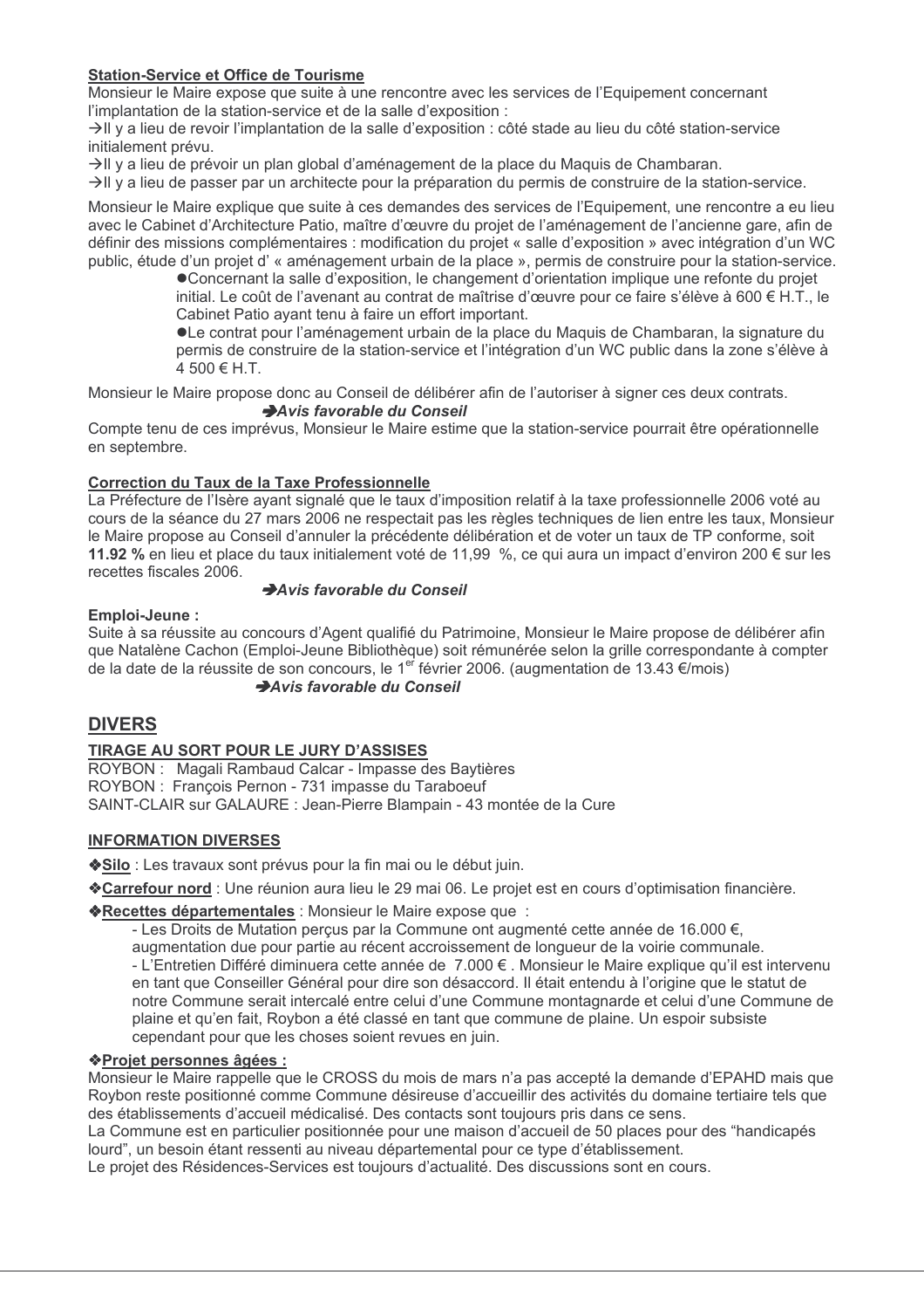**Station-Service et Office de Tourisme**

Monsieur le Maire expose que suite à une rencontre avec les services de l'Equipement concernant l'implantation de la station-service et de la salle d'exposition :

→Il y a lieu de revoir l'implantation de la salle d'exposition : côté stade au lieu du côté station-service initialement prévu.

→Il y a lieu de prévoir un plan global d'aménagement de la place du Maquis de Chambaran.

→Il y a lieu de passer par un architecte pour la préparation du permis de construire de la station-service.

Monsieur le Maire explique que suite à ces demandes des services de l'Equipement, une rencontre a eu lieu avec le Cabinet d'Architecture Patio, maître d'œuvre du projet de l'aménagement de l'ancienne gare, afin de définir des missions complémentaires : modification du projet « salle d'exposition » avec intégration d'un WC public, étude d'un projet d' « aménagement urbain de la place », permis de construire pour la station-service.

- Concernant la salle d'exposition, le changement d'orientation implique une refonte du projet initial. Le coût de l'avenant au contrat de maîtrise d'œuvre pour ce faire s'élève à 600 € H.T., le Cabinet Patio ayant tenu à faire un effort important.
- Le contrat pour l'aménagement urbain de la place du Maquis de Chambaran, la signature du permis de construire de la station-service et l'intégration d'un WC public dans la zone s'élève à 4 500 € H.T.

Monsieur le Maire propose donc au Conseil de délibérer afin de l'autoriser à signer ces deux contrats.

➔*Avis favorable du Conseil*

Compte tenu de ces imprévus, Monsieur le Maire estime que la station-service pourrait être opérationnelle en septembre.

**Correction du Taux de la Taxe Professionnelle**

La Préfecture de l'Isère ayant signalé que le taux d'imposition relatif à la taxe professionnelle 2006 voté au cours de la séance du 27 mars 2006 ne respectait pas les règles techniques de lien entre les taux, Monsieur le Maire propose au Conseil d'annuler la précédente délibération et de voter un taux de TP conforme, soit **11.92 %** en lieu et place du taux initialement voté de 11,99 %, ce qui aura un impact d'environ 200 € sur les recettes fiscales 2006.

➔*Avis favorable du Conseil*

**Emploi-Jeune :**

Suite à sa réussite au concours d'Agent qualifié du Patrimoine, Monsieur le Maire propose de délibérer afin que Natalène Cachon (Emploi-Jeune Bibliothèque) soit rémunérée selon la grille correspondante à compter de la date de la réussite de son concours, le 1er février 2006. (augmentation de 13.43 €/mois)

➔*Avis favorable du Conseil*

## DIVERS

**TIRAGE AU SORT POUR LE JURY D'ASSISES**

ROYBON : Magali Rambaud Calcar - Impasse des Baytières
ROYBON : François Pernon - 731 impasse du Taraboeuf
SAINT-CLAIR sur GALAURE : Jean-Pierre Blampain - 43 montée de la Cure

**INFORMATION DIVERSES**

❖**Silo** : Les travaux sont prévus pour la fin mai ou le début juin.

❖**Carrefour nord** : Une réunion aura lieu le 29 mai 06. Le projet est en cours d'optimisation financière.

❖**Recettes départementales** : Monsieur le Maire expose que :

- Les Droits de Mutation perçus par la Commune ont augmenté cette année de 16.000 €, augmentation due pour partie au récent accroissement de longueur de la voirie communale.
- L'Entretien Différé diminuera cette année de 7.000 € . Monsieur le Maire explique qu'il est intervenu en tant que Conseiller Général pour dire son désaccord. Il était entendu à l'origine que le statut de notre Commune serait intercalé entre celui d'une Commune montagnarde et celui d'une Commune de plaine et qu'en fait, Roybon a été classé en tant que commune de plaine. Un espoir subsiste cependant pour que les choses soient revues en juin.

❖**Projet personnes âgées :**

Monsieur le Maire rappelle que le CROSS du mois de mars n'a pas accepté la demande d'EPAHD mais que Roybon reste positionné comme Commune désireuse d'accueillir des activités du domaine tertiaire tels que des établissements d'accueil médicalisé. Des contacts sont toujours pris dans ce sens.

La Commune est en particulier positionnée pour une maison d'accueil de 50 places pour des "handicapés lourd", un besoin étant ressenti au niveau départemental pour ce type d'établissement.

Le projet des Résidences-Services est toujours d'actualité. Des discussions sont en cours.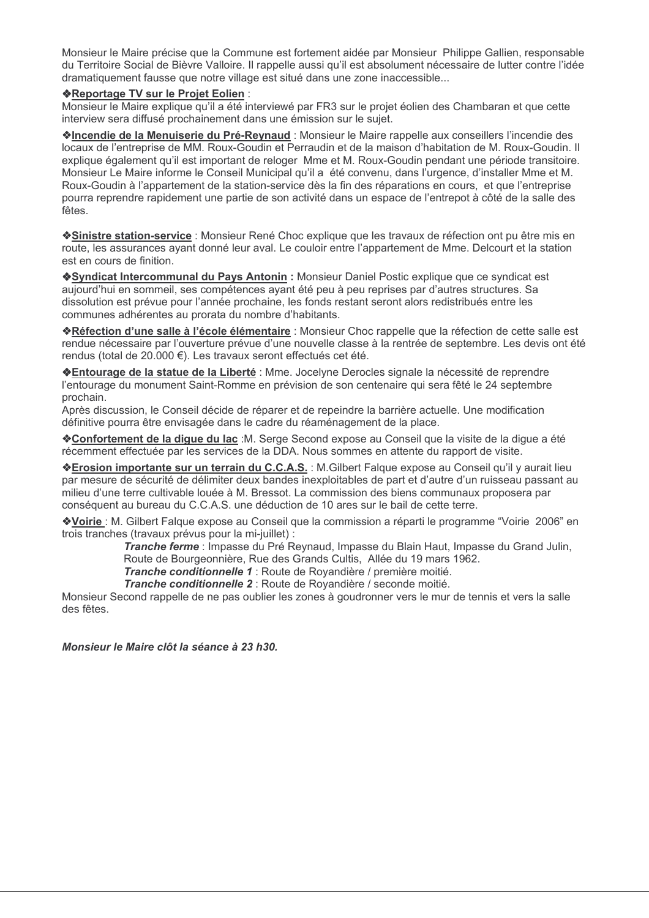Monsieur le Maire précise que la Commune est fortement aidée par Monsieur  Philippe Gallien, responsable du Territoire Social de Bièvre Valloire. Il rappelle aussi qu’il est absolument nécessaire de lutter contre l’idée dramatiquement fausse que notre village est situé dans une zone inaccessible...

❖**Reportage TV sur le Projet Eolien** :
Monsieur le Maire explique qu’il a été interviewé par FR3 sur le projet éolien des Chambaran et que cette interview sera diffusé prochainement dans une émission sur le sujet.

❖**Incendie de la Menuiserie du Pré-Reynaud** : Monsieur le Maire rappelle aux conseillers l’incendie des locaux de l’entreprise de MM. Roux-Goudin et Perraudin et de la maison d’habitation de M. Roux-Goudin. Il explique également qu’il est important de reloger  Mme et M. Roux-Goudin pendant une période transitoire. Monsieur Le Maire informe le Conseil Municipal qu’il a  été convenu, dans l’urgence, d’installer Mme et M. Roux-Goudin à l’appartement de la station-service dès la fin des réparations en cours,  et que l’entreprise pourra reprendre rapidement une partie de son activité dans un espace de l’entrepot à côté de la salle des fêtes.

❖**Sinistre station-service** : Monsieur René Choc explique que les travaux de réfection ont pu être mis en route, les assurances ayant donné leur aval. Le couloir entre l’appartement de Mme. Delcourt et la station est en cours de finition.

❖**Syndicat Intercommunal du Pays Antonin :** Monsieur Daniel Postic explique que ce syndicat est aujourd’hui en sommeil, ses compétences ayant été peu à peu reprises par d’autres structures. Sa dissolution est prévue pour l’année prochaine, les fonds restant seront alors redistribués entre les communes adhérentes au prorata du nombre d’habitants.

❖**Réfection d’une salle à l’école élémentaire** : Monsieur Choc rappelle que la réfection de cette salle est rendue nécessaire par l’ouverture prévue d’une nouvelle classe à la rentrée de septembre. Les devis ont été rendus (total de 20.000 €). Les travaux seront effectués cet été.

❖**Entourage de la statue de la Liberté** : Mme. Jocelyne Derocles signale la nécessité de reprendre l’entourage du monument Saint-Romme en prévision de son centenaire qui sera fêté le 24 septembre prochain.
Après discussion, le Conseil décide de réparer et de repeindre la barrière actuelle. Une modification définitive pourra être envisagée dans le cadre du réaménagement de la place.

❖**Confortement de la digue du lac** :M. Serge Second expose au Conseil que la visite de la digue a été récemment effectuée par les services de la DDA. Nous sommes en attente du rapport de visite.

❖**Erosion importante sur un terrain du C.C.A.S.** : M.Gilbert Falque expose au Conseil qu’il y aurait lieu par mesure de sécurité de délimiter deux bandes inexploitables de part et d’autre d’un ruisseau passant au milieu d’une terre cultivable louée à M. Bressot. La commission des biens communaux proposera par conséquent au bureau du C.C.A.S. une déduction de 10 ares sur le bail de cette terre.

❖**Voirie** : M. Gilbert Falque expose au Conseil que la commission a réparti le programme “Voirie  2006” en trois tranches (travaux prévus pour la mi-juillet) :

> ***Tranche ferme*** : Impasse du Pré Reynaud, Impasse du Blain Haut, Impasse du Grand Julin, Route de Bourgeonnière, Rue des Grands Cultis,  Allée du 19 mars 1962.
> ***Tranche conditionnelle 1*** : Route de Royandière / première moitié.
> ***Tranche conditionnelle 2*** : Route de Royandière / seconde moitié.

Monsieur Second rappelle de ne pas oublier les zones à goudronner vers le mur de tennis et vers la salle des fêtes.

***Monsieur le Maire clôt la séance à 23 h30.***